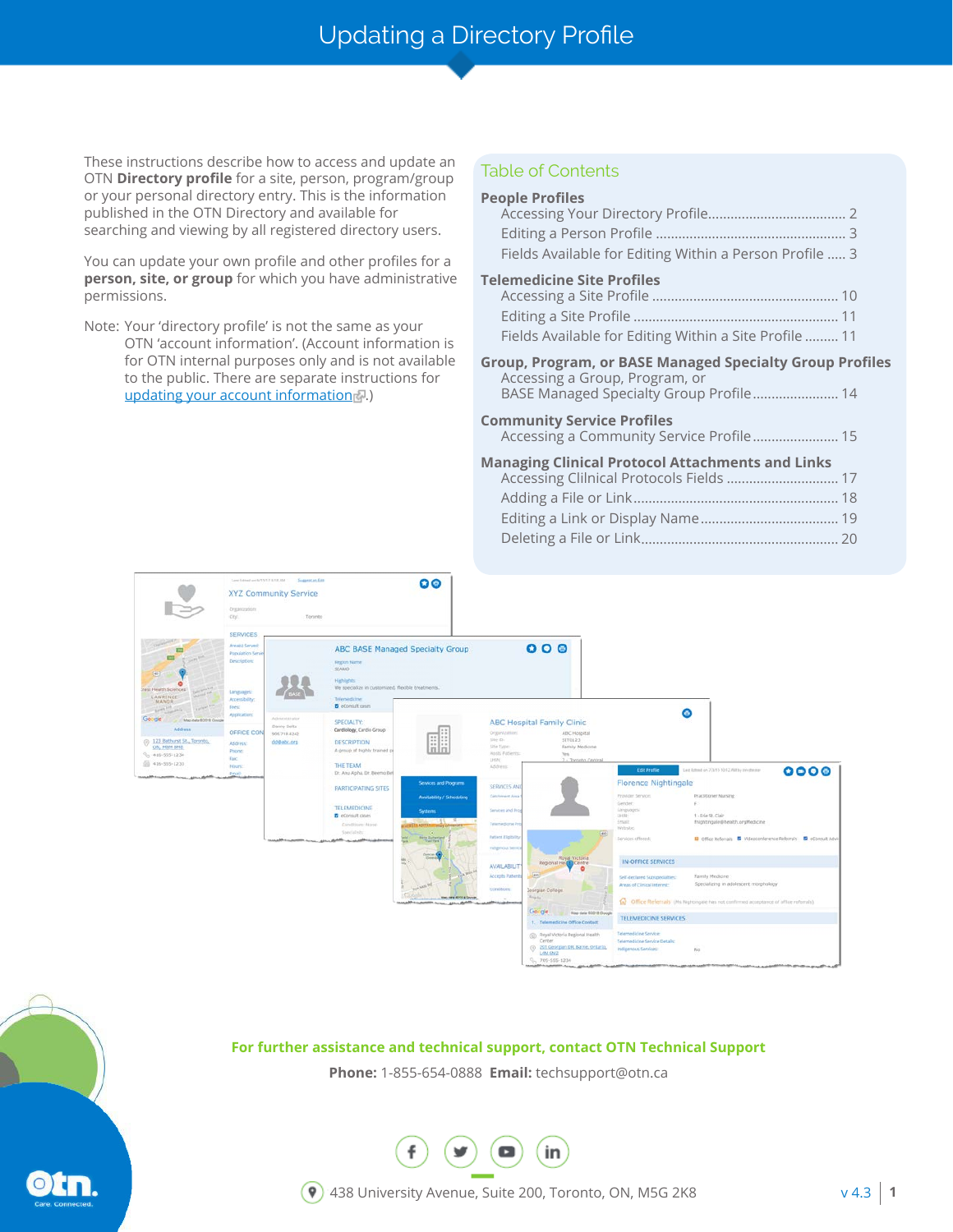# Updating a Directory Profile

These instructions describe how to access and update an OTN **Directory profile** for a site, person, program/group or your personal directory entry. This is the information published in the OTN Directory and available for searching and viewing by all registered directory users.

You can update your own profile and other profiles for a **person, site, or group** for which you have administrative permissions.

Note: Your 'directory profile' is not the same as your OTN 'account information'. (Account information is for OTN internal purposes only and is not available to the public. There are separate instructions for updating your account information.)

## Table of Contents

**People Profiles**
- Accessing Your Directory Profile .......... 2
- Editing a Person Profile .......... 3
- Fields Available for Editing Within a Person Profile .......... 3

**Telemedicine Site Profiles**
- Accessing a Site Profile .......... 10
- Editing a Site Profile .......... 11
- Fields Available for Editing Within a Site Profile .......... 11

**Group, Program, or BASE Managed Specialty Group Profiles**
- Accessing a Group, Program, or BASE Managed Specialty Group Profile .......... 14

**Community Service Profiles**
- Accessing a Community Service Profile .......... 15

**Managing Clinical Protocol Attachments and Links**
- Accessing Clilnical Protocols Fields .......... 17
- Adding a File or Link .......... 18
- Editing a Link or Display Name .......... 19
- Deleting a File or Link .......... 20

**For further assistance and technical support, contact OTN Technical Support**

**Phone:** 1-855-654-0888 **Email:** techsupport@otn.ca

438 University Avenue, Suite 200, Toronto, ON, M5G 2K8

v 4.3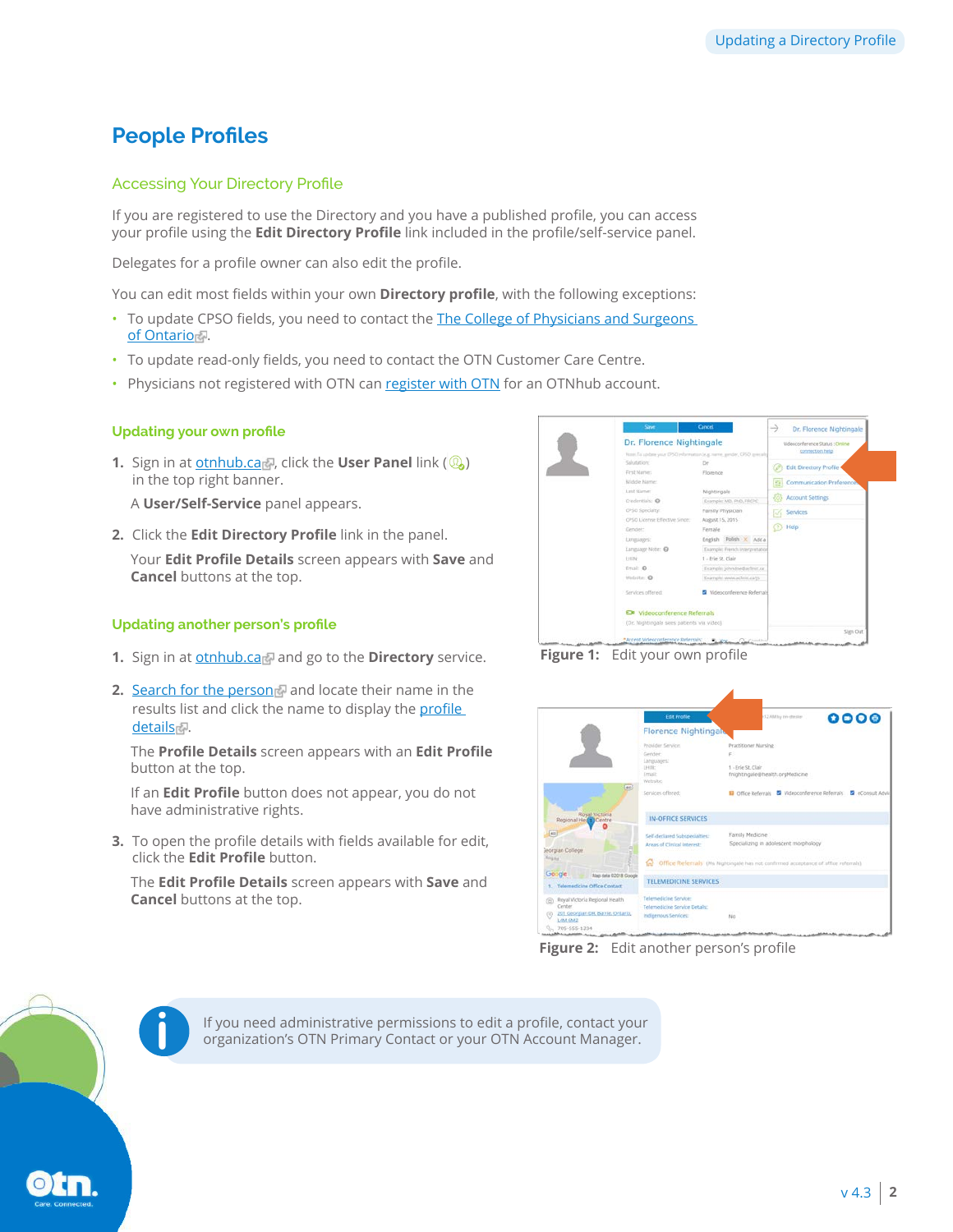# People Profiles

## Accessing Your Directory Profile

If you are registered to use the Directory and you have a published profile, you can access your profile using the **Edit Directory Profile** link included in the profile/self-service panel.

Delegates for a profile owner can also edit the profile.

You can edit most fields within your own **Directory profile**, with the following exceptions:

- To update CPSO fields, you need to contact the The College of Physicians and Surgeons of Ontario.
- To update read-only fields, you need to contact the OTN Customer Care Centre.
- Physicians not registered with OTN can register with OTN for an OTNhub account.

### Updating your own profile

1. Sign in at otnhub.ca, click the **User Panel** link ( ) in the top right banner.

   A **User/Self-Service** panel appears.

2. Click the **Edit Directory Profile** link in the panel.

   Your **Edit Profile Details** screen appears with **Save** and **Cancel** buttons at the top.

**Figure 1:** Edit your own profile

### Updating another person's profile

1. Sign in at otnhub.ca and go to the **Directory** service.

2. Search for the person and locate their name in the results list and click the name to display the profile details.

   The **Profile Details** screen appears with an **Edit Profile** button at the top.

   If an **Edit Profile** button does not appear, you do not have administrative rights.

3. To open the profile details with fields available for edit, click the **Edit Profile** button.

   The **Edit Profile Details** screen appears with **Save** and **Cancel** buttons at the top.

**Figure 2:** Edit another person's profile

> If you need administrative permissions to edit a profile, contact your organization's OTN Primary Contact or your OTN Account Manager.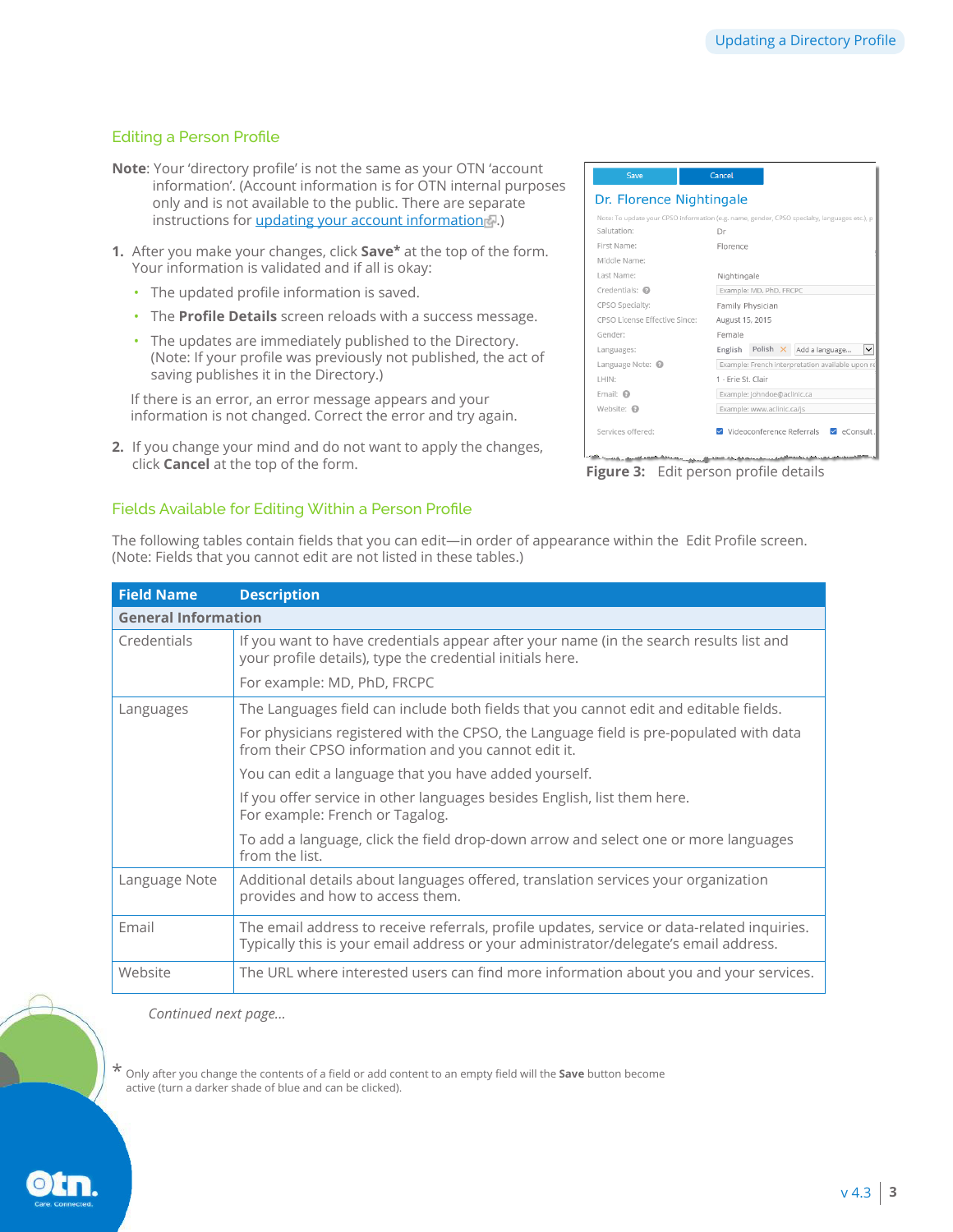## Editing a Person Profile

**Note**: Your 'directory profile' is not the same as your OTN 'account information'. (Account information is for OTN internal purposes only and is not available to the public. There are separate instructions for [updating your account information](#).)

1. After you make your changes, click **Save*** at the top of the form. Your information is validated and if all is okay:
   - The updated profile information is saved.
   - The **Profile Details** screen reloads with a success message.
   - The updates are immediately published to the Directory. (Note: If your profile was previously not published, the act of saving publishes it in the Directory.)

   If there is an error, an error message appears and your information is not changed. Correct the error and try again.

2. If you change your mind and do not want to apply the changes, click **Cancel** at the top of the form.

**Figure 3:** Edit person profile details

## Fields Available for Editing Within a Person Profile

The following tables contain fields that you can edit—in order of appearance within the Edit Profile screen. (Note: Fields that you cannot edit are not listed in these tables.)

| Field Name | Description |
|---|---|
| **General Information** | |
| Credentials | If you want to have credentials appear after your name (in the search results list and your profile details), type the credential initials here.<br>For example: MD, PhD, FRCPC |
| Languages | The Languages field can include both fields that you cannot edit and editable fields.<br>For physicians registered with the CPSO, the Language field is pre-populated with data from their CPSO information and you cannot edit it.<br>You can edit a language that you have added yourself.<br>If you offer service in other languages besides English, list them here. For example: French or Tagalog.<br>To add a language, click the field drop-down arrow and select one or more languages from the list. |
| Language Note | Additional details about languages offered, translation services your organization provides and how to access them. |
| Email | The email address to receive referrals, profile updates, service or data-related inquiries. Typically this is your email address or your administrator/delegate's email address. |
| Website | The URL where interested users can find more information about you and your services. |

*Continued next page...*

\* Only after you change the contents of a field or add content to an empty field will the **Save** button become active (turn a darker shade of blue and can be clicked).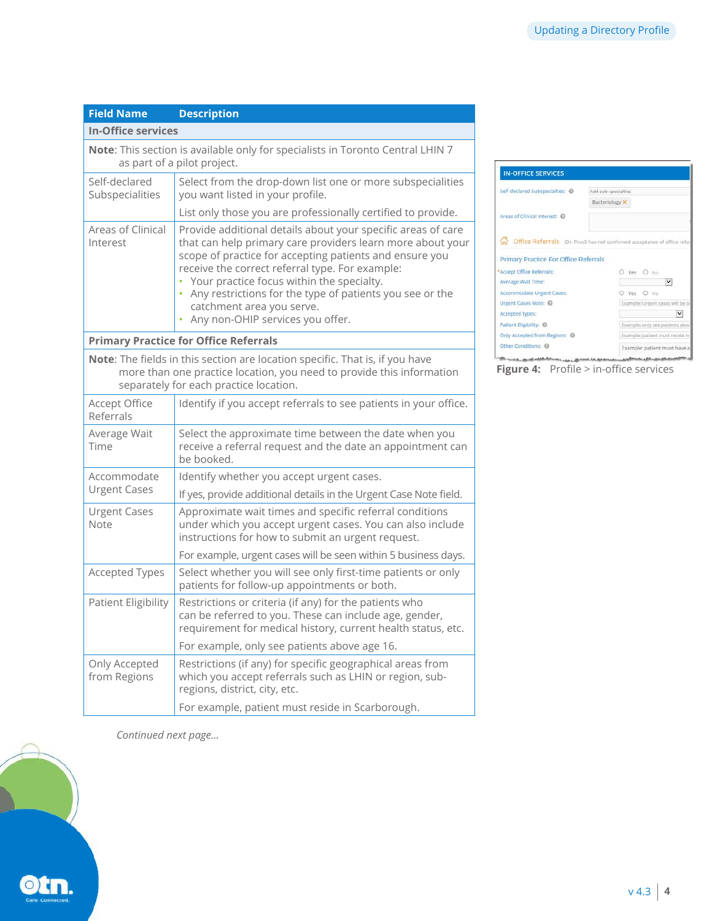| Field Name | Description |
|---|---|
| **In-Office services** | |
| **Note**: This section is available only for specialists in Toronto Central LHIN 7 as part of a pilot project. | |
| Self-declared Subspecialities | Select from the drop-down list one or more subspecialities you want listed in your profile.<br><br>List only those you are professionally certified to provide. |
| Areas of Clinical Interest | Provide additional details about your specific areas of care that can help primary care providers learn more about your scope of practice for accepting patients and ensure you receive the correct referral type. For example:<br>• Your practice focus within the specialty.<br>• Any restrictions for the type of patients you see or the catchment area you serve.<br>• Any non-OHIP services you offer. |
| **Primary Practice for Office Referrals** | |
| **Note**: The fields in this section are location specific. That is, if you have more than one practice location, you need to provide this information separately for each practice location. | |
| Accept Office Referrals | Identify if you accept referrals to see patients in your office. |
| Average Wait Time | Select the approximate time between the date when you receive a referral request and the date an appointment can be booked. |
| Accommodate Urgent Cases | Identify whether you accept urgent cases.<br><br>If yes, provide additional details in the Urgent Case Note field. |
| Urgent Cases Note | Approximate wait times and specific referral conditions under which you accept urgent cases. You can also include instructions for how to submit an urgent request.<br><br>For example, urgent cases will be seen within 5 business days. |
| Accepted Types | Select whether you will see only first-time patients or only patients for follow-up appointments or both. |
| Patient Eligibility | Restrictions or criteria (if any) for the patients who can be referred to you. These can include age, gender, requirement for medical history, current health status, etc.<br><br>For example, only see patients above age 16. |
| Only Accepted from Regions | Restrictions (if any) for specific geographical areas from which you accept referrals such as LHIN or region, sub-regions, district, city, etc.<br><br>For example, patient must reside in Scarborough. |

*Continued next page...*

**Figure 4:** Profile > in-office services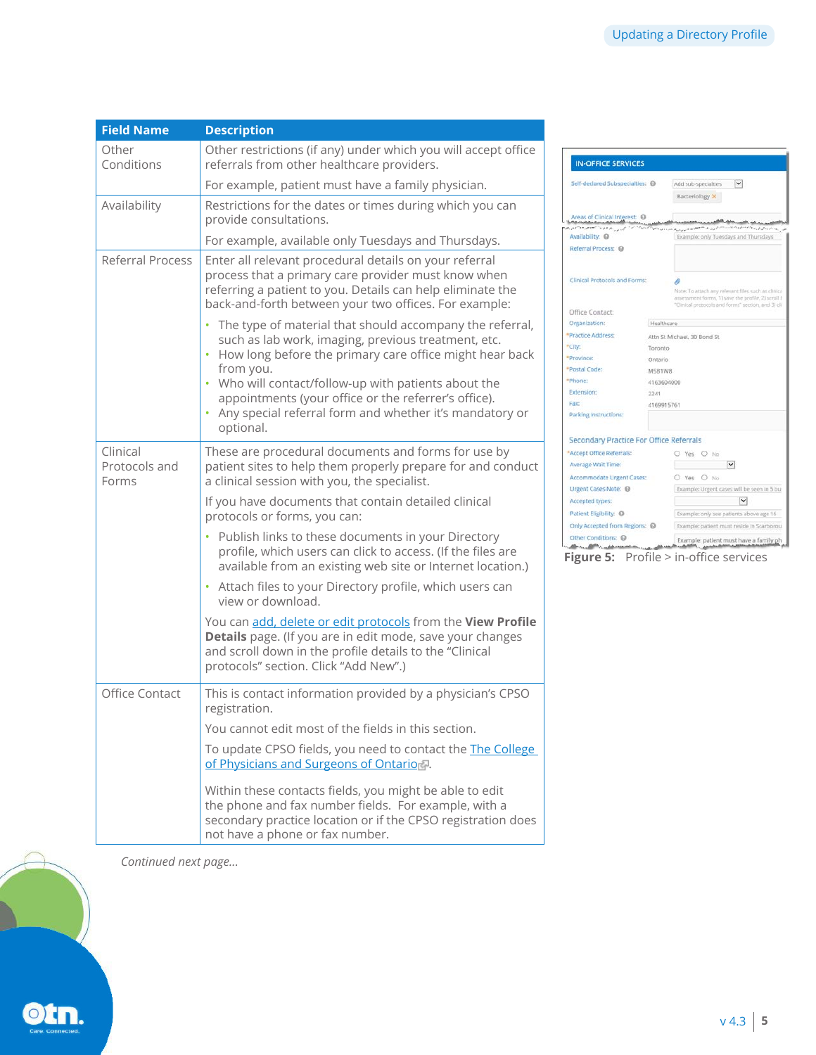| Field Name | Description |
|---|---|
| Other Conditions | Other restrictions (if any) under which you will accept office referrals from other healthcare providers.<br><br>For example, patient must have a family physician. |
| Availability | Restrictions for the dates or times during which you can provide consultations.<br><br>For example, available only Tuesdays and Thursdays. |
| Referral Process | Enter all relevant procedural details on your referral process that a primary care provider must know when referring a patient to you. Details can help eliminate the back-and-forth between your two offices. For example:<br><br>• The type of material that should accompany the referral, such as lab work, imaging, previous treatment, etc.<br>• How long before the primary care office might hear back from you.<br>• Who will contact/follow-up with patients about the appointments (your office or the referrer's office).<br>• Any special referral form and whether it's mandatory or optional. |
| Clinical Protocols and Forms | These are procedural documents and forms for use by patient sites to help them properly prepare for and conduct a clinical session with you, the specialist.<br><br>If you have documents that contain detailed clinical protocols or forms, you can:<br><br>• Publish links to these documents in your Directory profile, which users can click to access. (If the files are available from an existing web site or Internet location.)<br>• Attach files to your Directory profile, which users can view or download.<br><br>You can add, delete or edit protocols from the **View Profile Details** page. (If you are in edit mode, save your changes and scroll down in the profile details to the "Clinical protocols" section. Click "Add New".) |
| Office Contact | This is contact information provided by a physician's CPSO registration.<br><br>You cannot edit most of the fields in this section.<br><br>To update CPSO fields, you need to contact the The College of Physicians and Surgeons of Ontario.<br><br>Within these contacts fields, you might be able to edit the phone and fax number fields. For example, with a secondary practice location or if the CPSO registration does not have a phone or fax number. |

**Figure 5:** Profile > in-office services

*Continued next page…*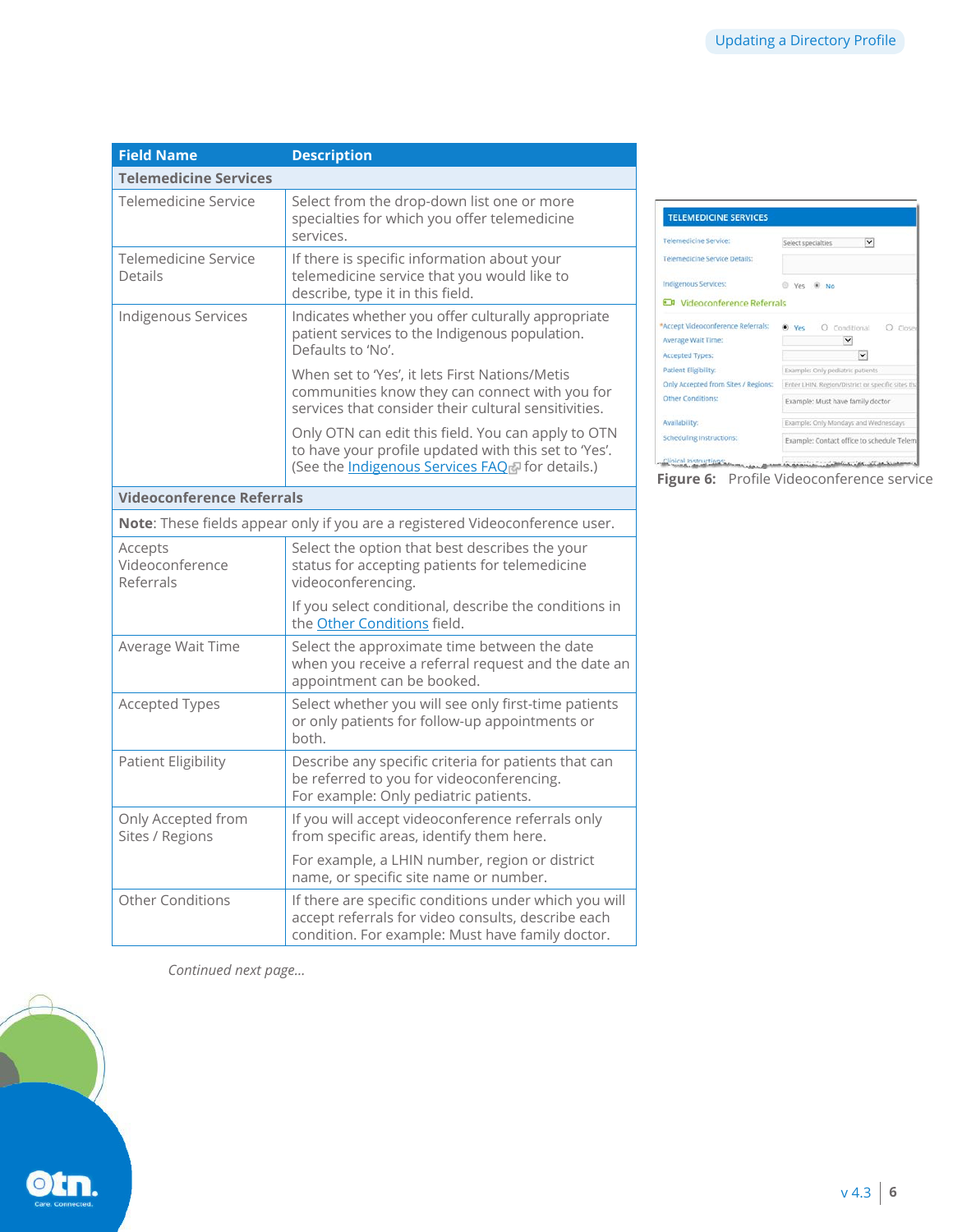| Field Name | Description |
|---|---|
| **Telemedicine Services** | |
| Telemedicine Service | Select from the drop-down list one or more specialties for which you offer telemedicine services. |
| Telemedicine Service Details | If there is specific information about your telemedicine service that you would like to describe, type it in this field. |
| Indigenous Services | Indicates whether you offer culturally appropriate patient services to the Indigenous population. Defaults to 'No'.<br><br>When set to 'Yes', it lets First Nations/Metis communities know they can connect with you for services that consider their cultural sensitivities.<br><br>Only OTN can edit this field. You can apply to OTN to have your profile updated with this set to 'Yes'. (See the [Indigenous Services FAQ]() for details.) |
| **Videoconference Referrals** | |
| **Note**: These fields appear only if you are a registered Videoconference user. | |
| Accepts Videoconference Referrals | Select the option that best describes the your status for accepting patients for telemedicine videoconferencing.<br><br>If you select conditional, describe the conditions in the [Other Conditions]() field. |
| Average Wait Time | Select the approximate time between the date when you receive a referral request and the date an appointment can be booked. |
| Accepted Types | Select whether you will see only first-time patients or only patients for follow-up appointments or both. |
| Patient Eligibility | Describe any specific criteria for patients that can be referred to you for videoconferencing.<br>For example: Only pediatric patients. |
| Only Accepted from Sites / Regions | If you will accept videoconference referrals only from specific areas, identify them here.<br><br>For example, a LHIN number, region or district name, or specific site name or number. |
| Other Conditions | If there are specific conditions under which you will accept referrals for video consults, describe each condition. For example: Must have family doctor. |

**Figure 6:** Profile Videoconference service

*Continued next page…*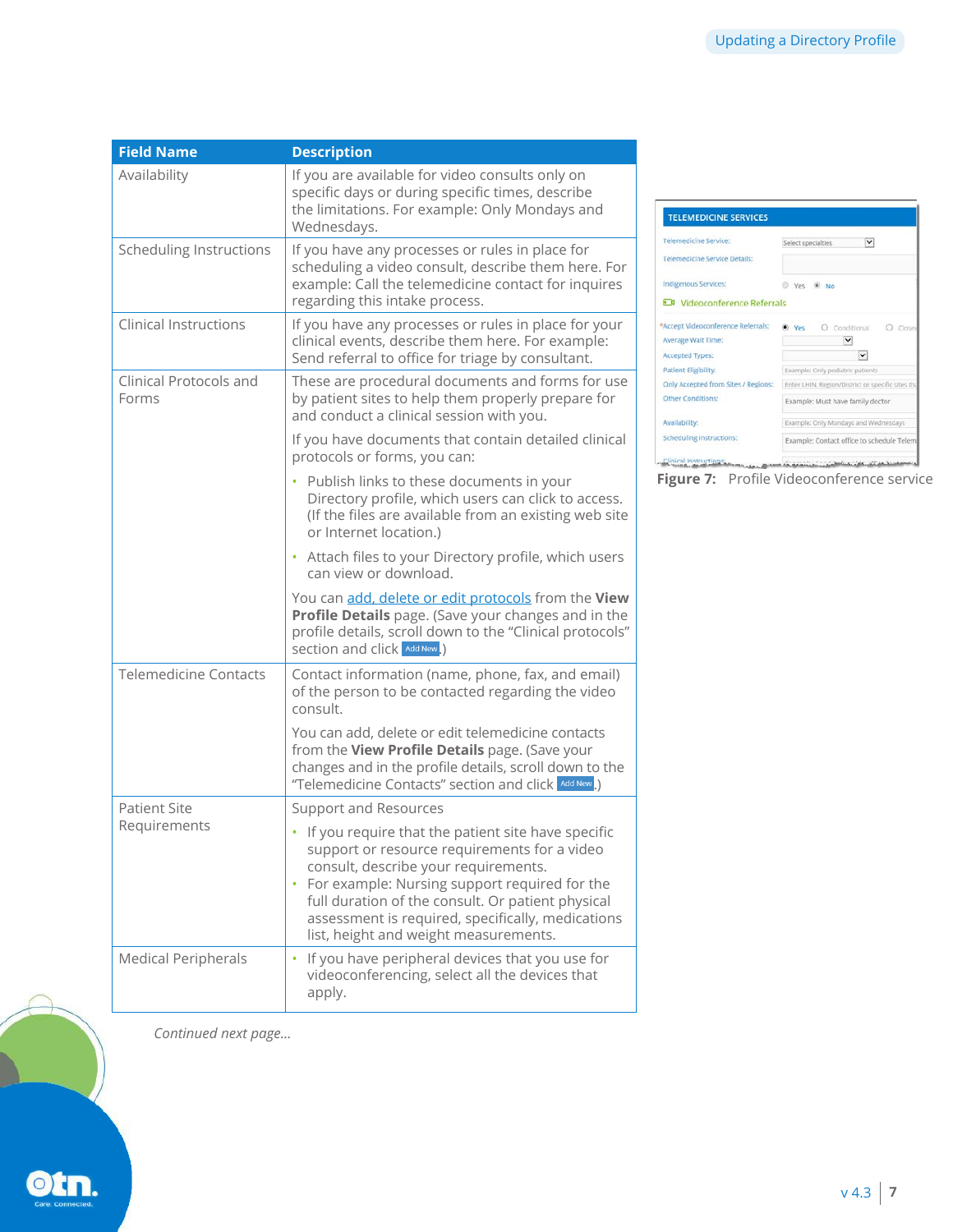| Field Name | Description |
| --- | --- |
| Availability | If you are available for video consults only on specific days or during specific times, describe the limitations. For example: Only Mondays and Wednesdays. |
| Scheduling Instructions | If you have any processes or rules in place for scheduling a video consult, describe them here. For example: Call the telemedicine contact for inquires regarding this intake process. |
| Clinical Instructions | If you have any processes or rules in place for your clinical events, describe them here. For example: Send referral to office for triage by consultant. |
| Clinical Protocols and Forms | These are procedural documents and forms for use by patient sites to help them properly prepare for and conduct a clinical session with you.<br><br>If you have documents that contain detailed clinical protocols or forms, you can:<br>• Publish links to these documents in your Directory profile, which users can click to access. (If the files are available from an existing web site or Internet location.)<br>• Attach files to your Directory profile, which users can view or download.<br><br>You can add, delete or edit protocols from the **View Profile Details** page. (Save your changes and in the profile details, scroll down to the "Clinical protocols" section and click Add New.) |
| Telemedicine Contacts | Contact information (name, phone, fax, and email) of the person to be contacted regarding the video consult.<br><br>You can add, delete or edit telemedicine contacts from the **View Profile Details** page. (Save your changes and in the profile details, scroll down to the "Telemedicine Contacts" section and click Add New.) |
| Patient Site Requirements | Support and Resources<br>• If you require that the patient site have specific support or resource requirements for a video consult, describe your requirements.<br>• For example: Nursing support required for the full duration of the consult. Or patient physical assessment is required, specifically, medications list, height and weight measurements. |
| Medical Peripherals | • If you have peripheral devices that you use for videoconferencing, select all the devices that apply. |

*Continued next page...*

**Figure 7:** Profile Videoconference service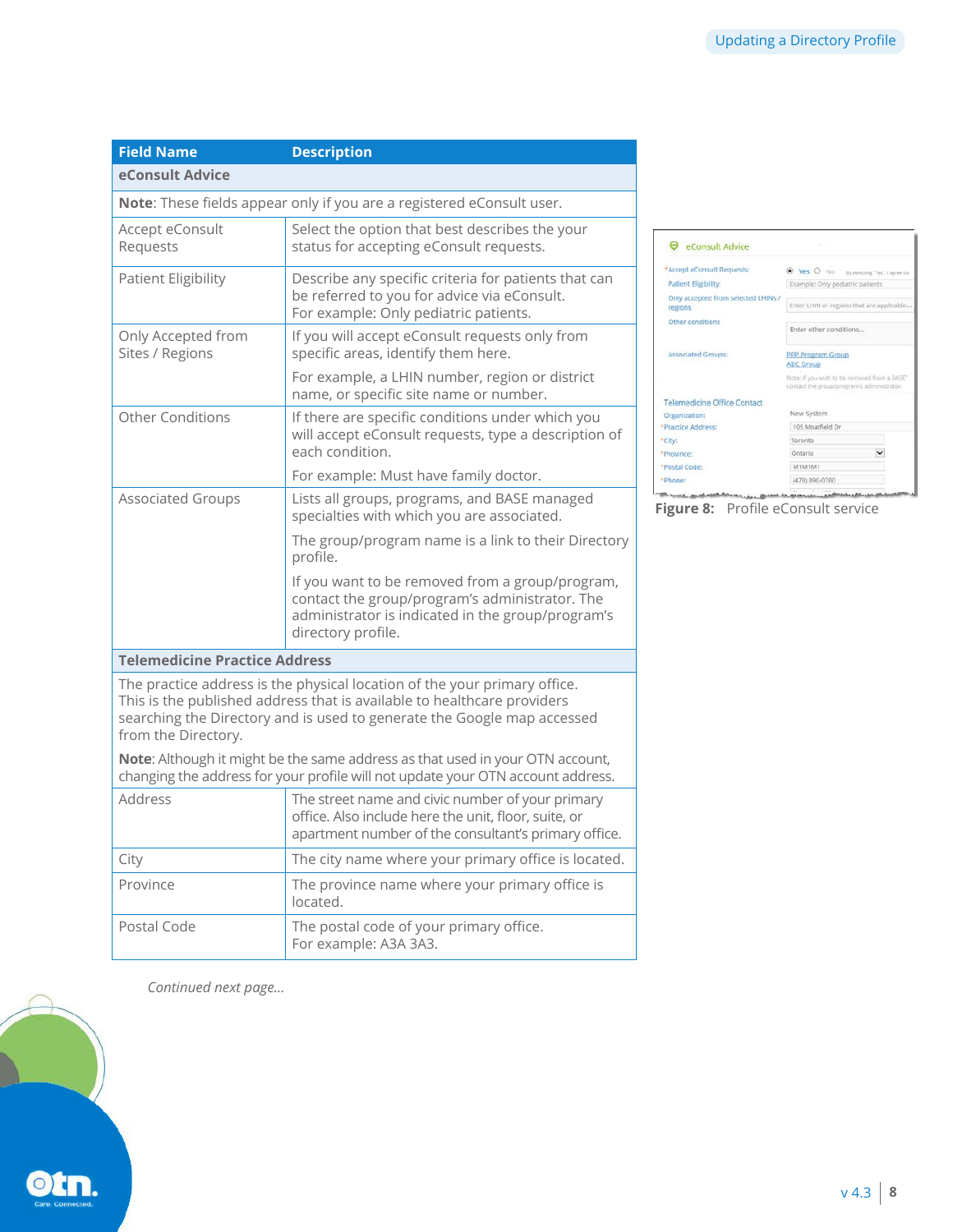| Field Name | Description |
|---|---|
| **eConsult Advice** | |
| **Note**: These fields appear only if you are a registered eConsult user. | |
| Accept eConsult Requests | Select the option that best describes the your status for accepting eConsult requests. |
| Patient Eligibility | Describe any specific criteria for patients that can be referred to you for advice via eConsult. For example: Only pediatric patients. |
| Only Accepted from Sites / Regions | If you will accept eConsult requests only from specific areas, identify them here. For example, a LHIN number, region or district name, or specific site name or number. |
| Other Conditions | If there are specific conditions under which you will accept eConsult requests, type a description of each condition. For example: Must have family doctor. |
| Associated Groups | Lists all groups, programs, and BASE managed specialties with which you are associated. The group/program name is a link to their Directory profile. If you want to be removed from a group/program, contact the group/program's administrator. The administrator is indicated in the group/program's directory profile. |
| **Telemedicine Practice Address** | |
| The practice address is the physical location of the your primary office. This is the published address that is available to healthcare providers searching the Directory and is used to generate the Google map accessed from the Directory. **Note**: Although it might be the same address as that used in your OTN account, changing the address for your profile will not update your OTN account address. | |
| Address | The street name and civic number of your primary office. Also include here the unit, floor, suite, or apartment number of the consultant's primary office. |
| City | The city name where your primary office is located. |
| Province | The province name where your primary office is located. |
| Postal Code | The postal code of your primary office. For example: A3A 3A3. |

**Figure 8:** Profile eConsult service

*Continued next page...*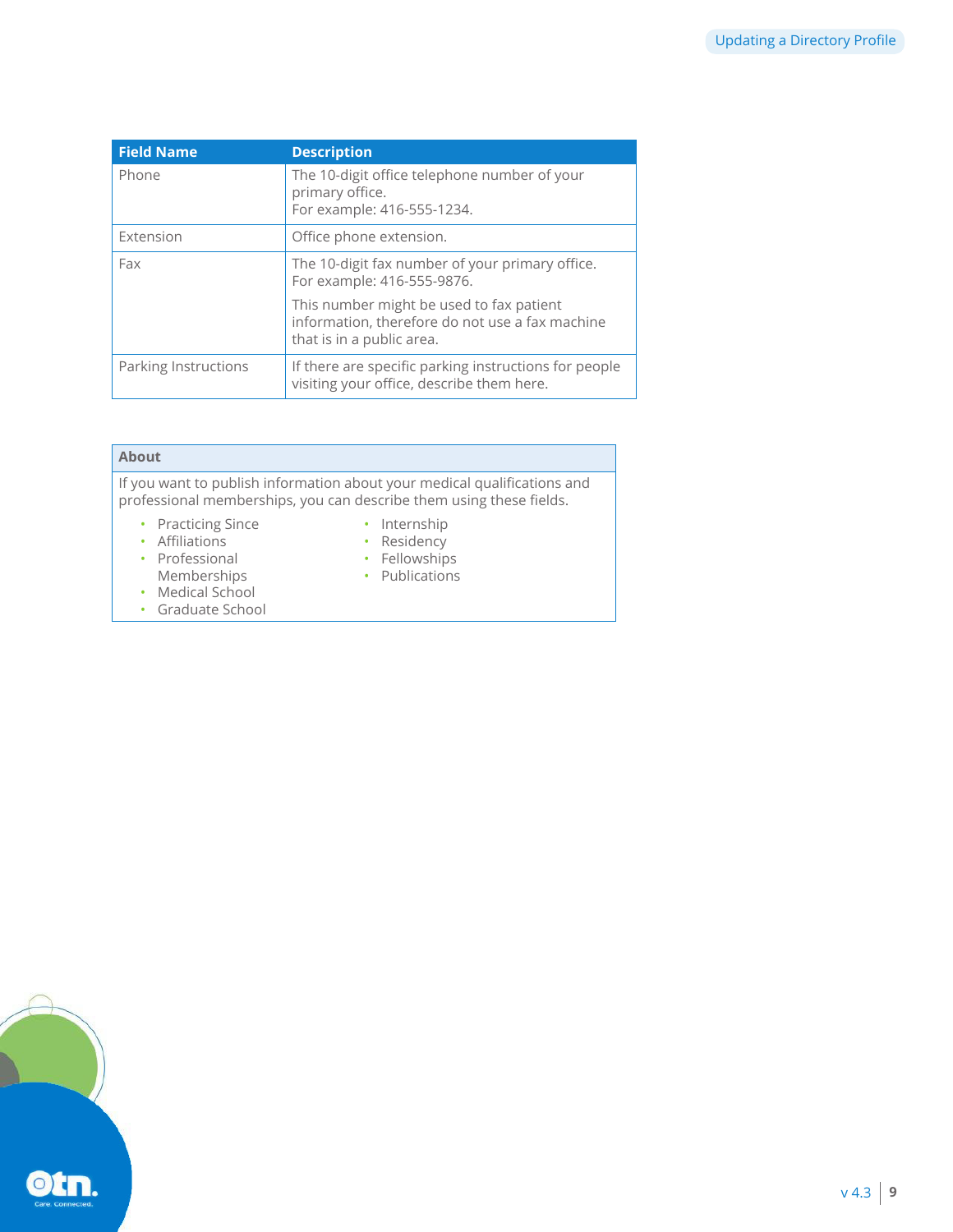| Field Name | Description |
| --- | --- |
| Phone | The 10-digit office telephone number of your primary office.<br>For example: 416-555-1234. |
| Extension | Office phone extension. |
| Fax | The 10-digit fax number of your primary office.<br>For example: 416-555-9876.<br><br>This number might be used to fax patient information, therefore do not use a fax machine that is in a public area. |
| Parking Instructions | If there are specific parking instructions for people visiting your office, describe them here. |

| About |
| --- |
| If you want to publish information about your medical qualifications and professional memberships, you can describe them using these fields.<br><br>• Practicing Since<br>• Affiliations<br>• Professional Memberships<br>• Medical School<br>• Graduate School<br>• Internship<br>• Residency<br>• Fellowships<br>• Publications |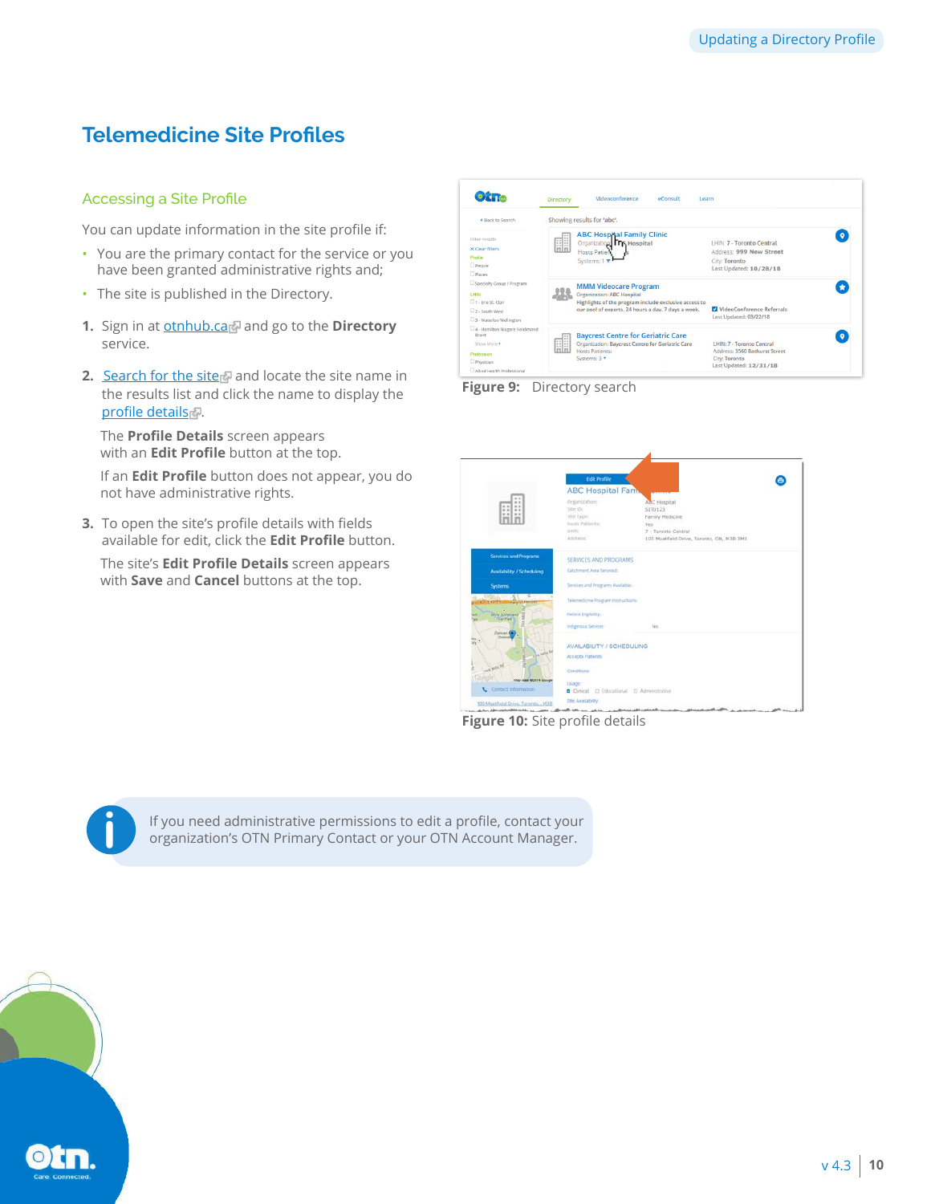# Telemedicine Site Profiles

## Accessing a Site Profile

You can update information in the site profile if:

- You are the primary contact for the service or you have been granted administrative rights and;
- The site is published in the Directory.

1. Sign in at otnhub.ca and go to the **Directory** service.
2. Search for the site and locate the site name in the results list and click the name to display the profile details.

   The **Profile Details** screen appears with an **Edit Profile** button at the top.

   If an **Edit Profile** button does not appear, you do not have administrative rights.
3. To open the site's profile details with fields available for edit, click the **Edit Profile** button.

   The site's **Edit Profile Details** screen appears with **Save** and **Cancel** buttons at the top.

**Figure 9:** Directory search

**Figure 10:** Site profile details

If you need administrative permissions to edit a profile, contact your organization's OTN Primary Contact or your OTN Account Manager.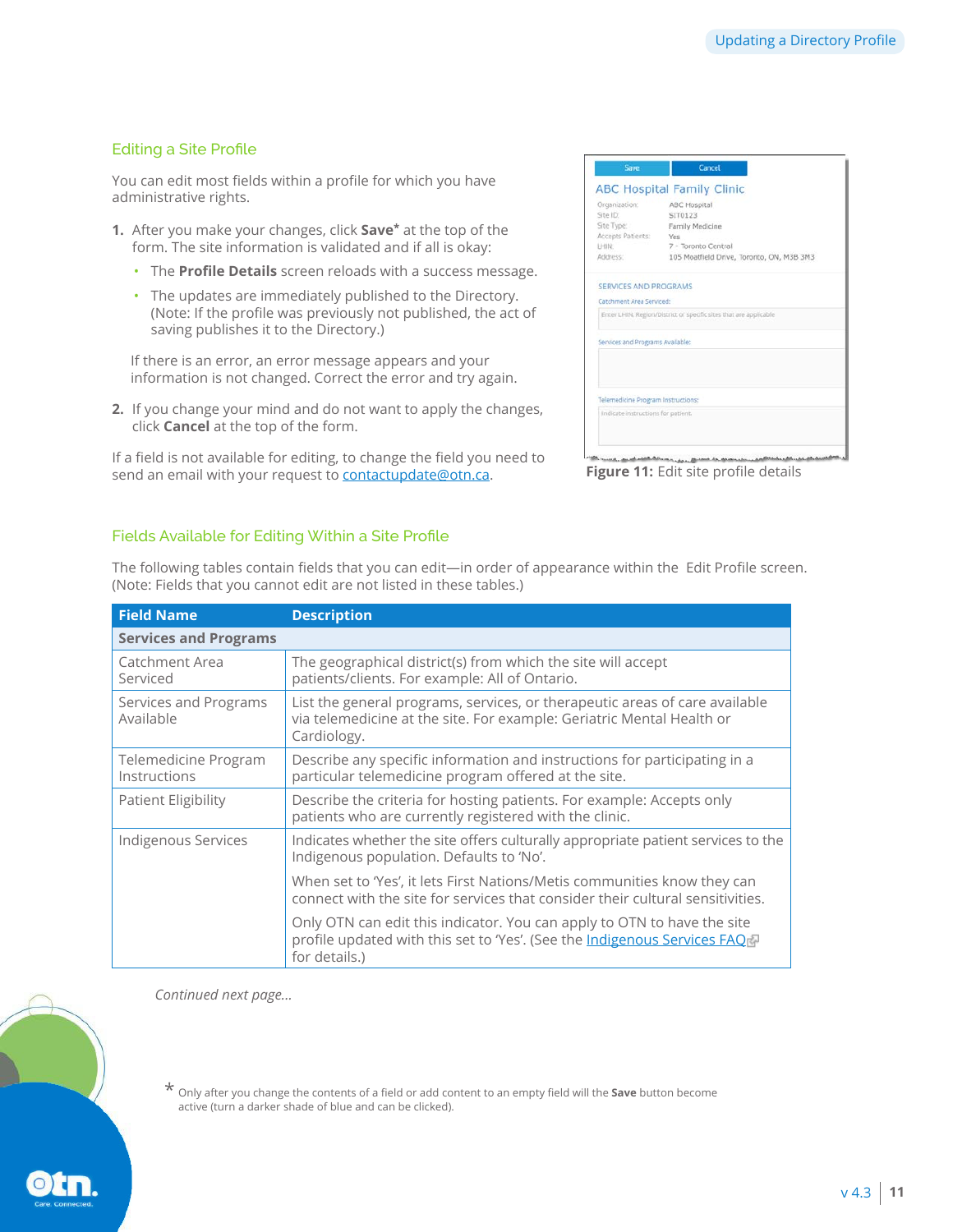## Editing a Site Profile

You can edit most fields within a profile for which you have administrative rights.

1. After you make your changes, click **Save*** at the top of the form. The site information is validated and if all is okay:
   - The **Profile Details** screen reloads with a success message.
   - The updates are immediately published to the Directory. (Note: If the profile was previously not published, the act of saving publishes it to the Directory.)

   If there is an error, an error message appears and your information is not changed. Correct the error and try again.

2. If you change your mind and do not want to apply the changes, click **Cancel** at the top of the form.

If a field is not available for editing, to change the field you need to send an email with your request to contactupdate@otn.ca.

**Figure 11:** Edit site profile details

## Fields Available for Editing Within a Site Profile

The following tables contain fields that you can edit—in order of appearance within the Edit Profile screen. (Note: Fields that you cannot edit are not listed in these tables.)

| Field Name | Description |
|---|---|
| **Services and Programs** | |
| Catchment Area Serviced | The geographical district(s) from which the site will accept patients/clients. For example: All of Ontario. |
| Services and Programs Available | List the general programs, services, or therapeutic areas of care available via telemedicine at the site. For example: Geriatric Mental Health or Cardiology. |
| Telemedicine Program Instructions | Describe any specific information and instructions for participating in a particular telemedicine program offered at the site. |
| Patient Eligibility | Describe the criteria for hosting patients. For example: Accepts only patients who are currently registered with the clinic. |
| Indigenous Services | Indicates whether the site offers culturally appropriate patient services to the Indigenous population. Defaults to 'No'.<br><br>When set to 'Yes', it lets First Nations/Metis communities know they can connect with the site for services that consider their cultural sensitivities.<br><br>Only OTN can edit this indicator. You can apply to OTN to have the site profile updated with this set to 'Yes'. (See the Indigenous Services FAQ for details.) |

*Continued next page...*

* Only after you change the contents of a field or add content to an empty field will the **Save** button become active (turn a darker shade of blue and can be clicked).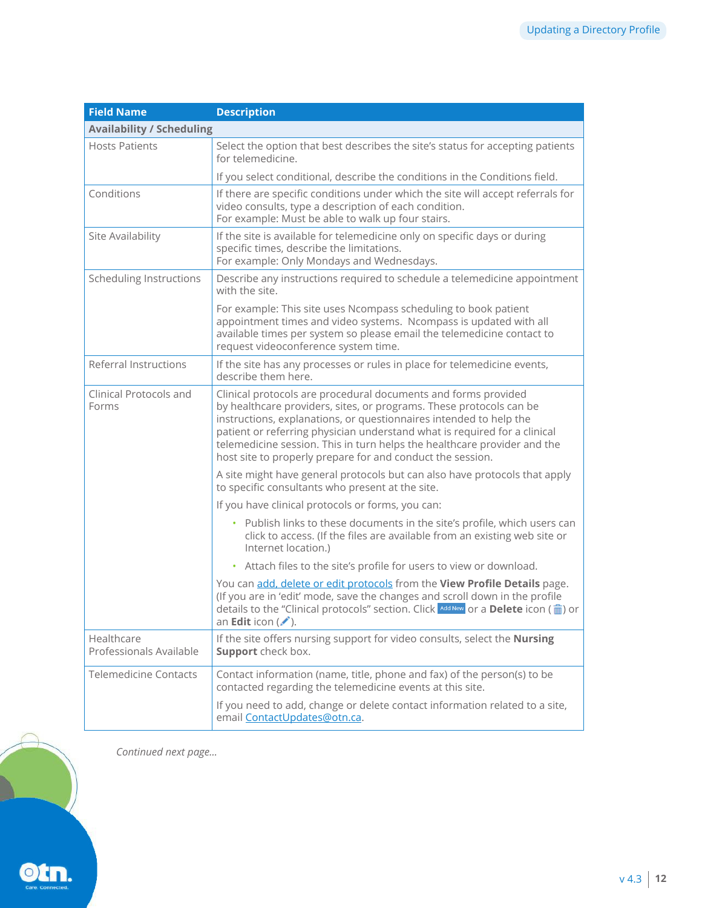| Field Name | Description |
|---|---|
| **Availability / Scheduling** | |
| Hosts Patients | Select the option that best describes the site's status for accepting patients for telemedicine.<br><br>If you select conditional, describe the conditions in the Conditions field. |
| Conditions | If there are specific conditions under which the site will accept referrals for video consults, type a description of each condition.<br>For example: Must be able to walk up four stairs. |
| Site Availability | If the site is available for telemedicine only on specific days or during specific times, describe the limitations.<br>For example: Only Mondays and Wednesdays. |
| Scheduling Instructions | Describe any instructions required to schedule a telemedicine appointment with the site.<br><br>For example: This site uses Ncompass scheduling to book patient appointment times and video systems. Ncompass is updated with all available times per system so please email the telemedicine contact to request videoconference system time. |
| Referral Instructions | If the site has any processes or rules in place for telemedicine events, describe them here. |
| Clinical Protocols and Forms | Clinical protocols are procedural documents and forms provided by healthcare providers, sites, or programs. These protocols can be instructions, explanations, or questionnaires intended to help the patient or referring physician understand what is required for a clinical telemedicine session. This in turn helps the healthcare provider and the host site to properly prepare for and conduct the session.<br><br>A site might have general protocols but can also have protocols that apply to specific consultants who present at the site.<br><br>If you have clinical protocols or forms, you can:<br>• Publish links to these documents in the site's profile, which users can click to access. (If the files are available from an existing web site or Internet location.)<br>• Attach files to the site's profile for users to view or download.<br><br>You can add, delete or edit protocols from the **View Profile Details** page. (If you are in 'edit' mode, save the changes and scroll down in the profile details to the "Clinical protocols" section. Click Add New or a **Delete** icon ( ) or an **Edit** icon ( ). |
| Healthcare Professionals Available | If the site offers nursing support for video consults, select the **Nursing Support** check box. |
| Telemedicine Contacts | Contact information (name, title, phone and fax) of the person(s) to be contacted regarding the telemedicine events at this site.<br><br>If you need to add, change or delete contact information related to a site, email ContactUpdates@otn.ca. |

*Continued next page...*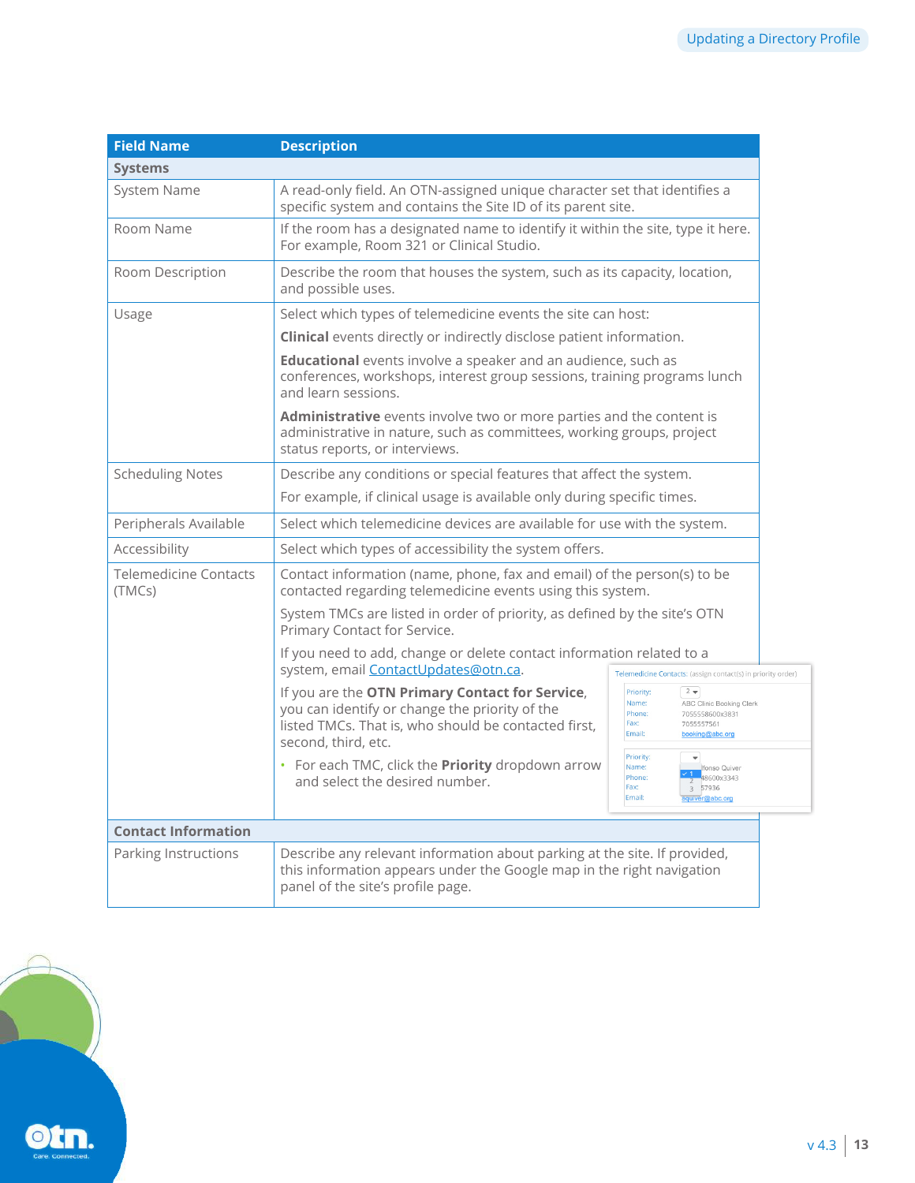| Field Name | Description |
| --- | --- |
| **Systems** | |
| System Name | A read-only field. An OTN-assigned unique character set that identifies a specific system and contains the Site ID of its parent site. |
| Room Name | If the room has a designated name to identify it within the site, type it here. For example, Room 321 or Clinical Studio. |
| Room Description | Describe the room that houses the system, such as its capacity, location, and possible uses. |
| Usage | Select which types of telemedicine events the site can host: **Clinical** events directly or indirectly disclose patient information. **Educational** events involve a speaker and an audience, such as conferences, workshops, interest group sessions, training programs lunch and learn sessions. **Administrative** events involve two or more parties and the content is administrative in nature, such as committees, working groups, project status reports, or interviews. |
| Scheduling Notes | Describe any conditions or special features that affect the system. For example, if clinical usage is available only during specific times. |
| Peripherals Available | Select which telemedicine devices are available for use with the system. |
| Accessibility | Select which types of accessibility the system offers. |
| Telemedicine Contacts (TMCs) | Contact information (name, phone, fax and email) of the person(s) to be contacted regarding telemedicine events using this system. System TMCs are listed in order of priority, as defined by the site's OTN Primary Contact for Service. If you need to add, change or delete contact information related to a system, email [ContactUpdates@otn.ca](mailto:ContactUpdates@otn.ca). If you are the **OTN Primary Contact for Service**, you can identify or change the priority of the listed TMCs. That is, who should be contacted first, second, third, etc. • For each TMC, click the **Priority** dropdown arrow and select the desired number. |
| **Contact Information** | |
| Parking Instructions | Describe any relevant information about parking at the site. If provided, this information appears under the Google map in the right navigation panel of the site's profile page. |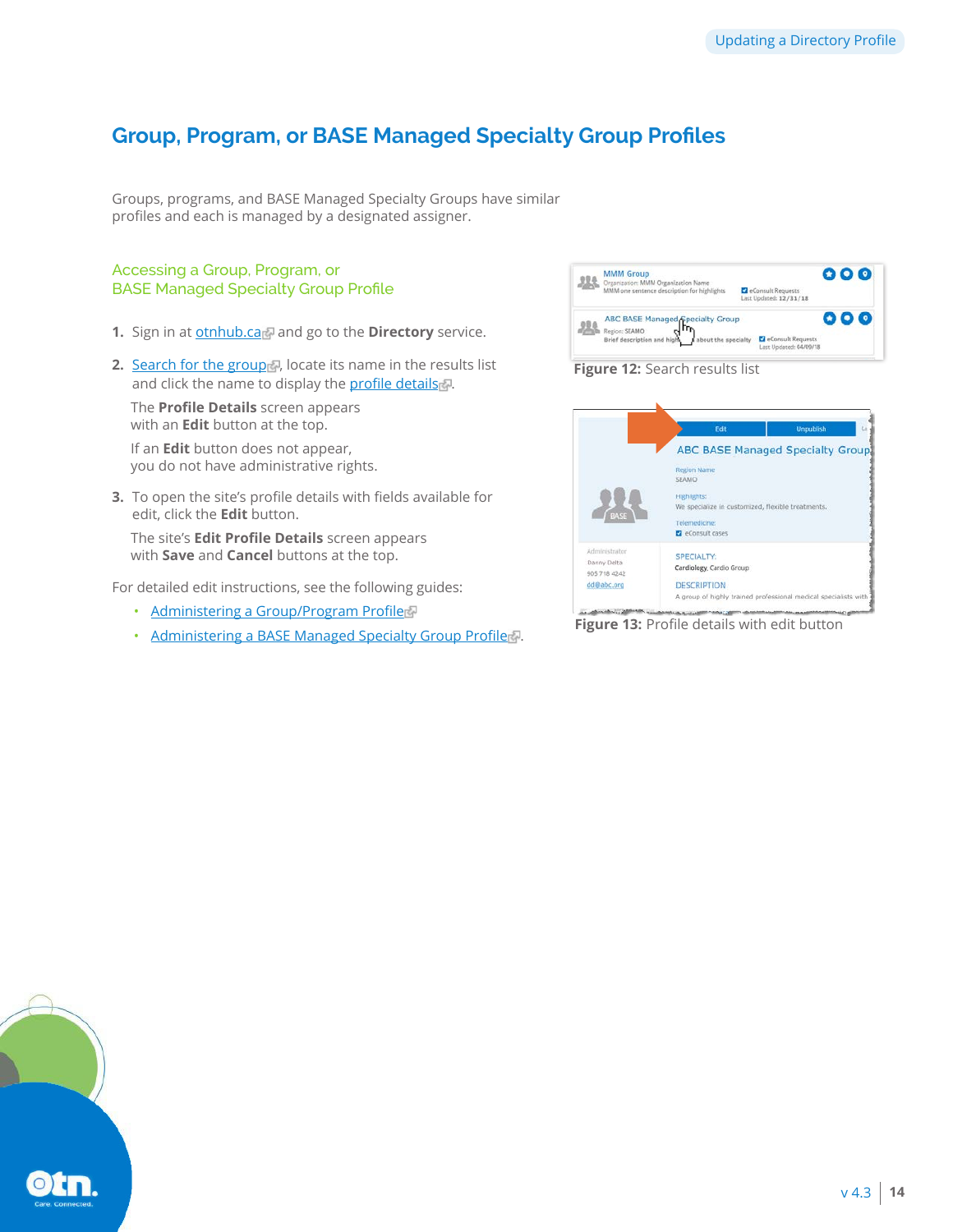## Group, Program, or BASE Managed Specialty Group Profiles

Groups, programs, and BASE Managed Specialty Groups have similar profiles and each is managed by a designated assigner.

### Accessing a Group, Program, or BASE Managed Specialty Group Profile

1. Sign in at otnhub.ca and go to the **Directory** service.
2. Search for the group, locate its name in the results list and click the name to display the profile details.

   The **Profile Details** screen appears with an **Edit** button at the top.

   If an **Edit** button does not appear, you do not have administrative rights.
3. To open the site's profile details with fields available for edit, click the **Edit** button.

   The site's **Edit Profile Details** screen appears with **Save** and **Cancel** buttons at the top.

For detailed edit instructions, see the following guides:

- Administering a Group/Program Profile
- Administering a BASE Managed Specialty Group Profile.

**Figure 12:** Search results list

**Figure 13:** Profile details with edit button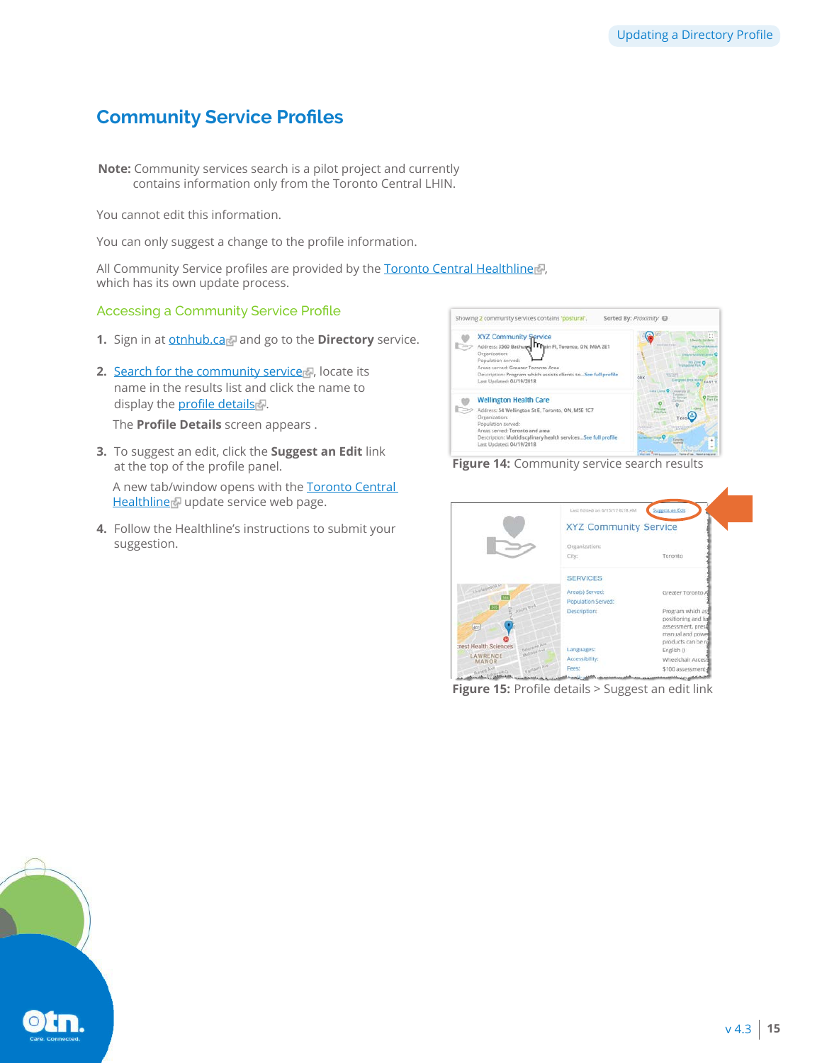## Community Service Profiles

**Note:** Community services search is a pilot project and currently contains information only from the Toronto Central LHIN.

You cannot edit this information.

You can only suggest a change to the profile information.

All Community Service profiles are provided by the Toronto Central Healthline, which has its own update process.

### Accessing a Community Service Profile

1. Sign in at otnhub.ca and go to the **Directory** service.
2. Search for the community service, locate its name in the results list and click the name to display the profile details.

   The **Profile Details** screen appears .
3. To suggest an edit, click the **Suggest an Edit** link at the top of the profile panel.

   A new tab/window opens with the Toronto Central Healthline update service web page.
4. Follow the Healthline's instructions to submit your suggestion.

**Figure 14:** Community service search results

**Figure 15:** Profile details > Suggest an edit link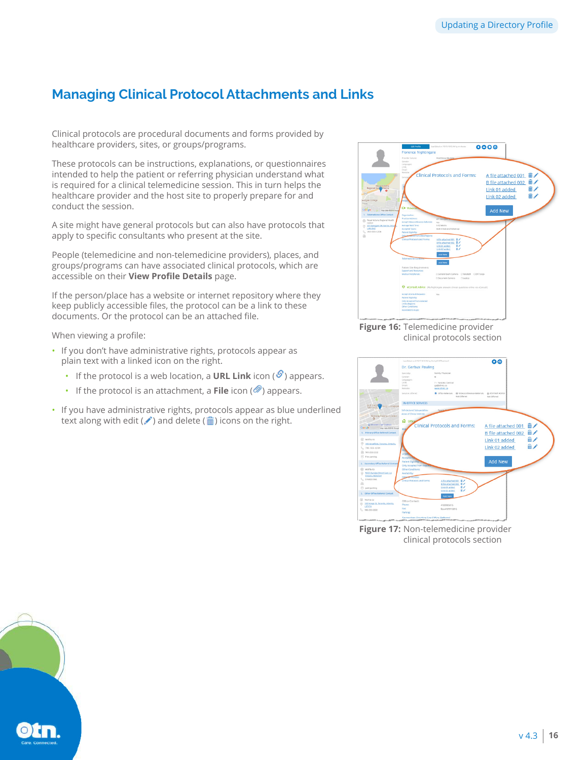## Managing Clinical Protocol Attachments and Links

Clinical protocols are procedural documents and forms provided by healthcare providers, sites, or groups/programs.

These protocols can be instructions, explanations, or questionnaires intended to help the patient or referring physician understand what is required for a clinical telemedicine session. This in turn helps the healthcare provider and the host site to properly prepare for and conduct the session.

A site might have general protocols but can also have protocols that apply to specific consultants who present at the site.

People (telemedicine and non-telemedicine providers), places, and groups/programs can have associated clinical protocols, which are accessible on their **View Profile Details** page.

If the person/place has a website or internet repository where they keep publicly accessible files, the protocol can be a link to these documents. Or the protocol can be an attached file.

When viewing a profile:

- If you don't have administrative rights, protocols appear as plain text with a linked icon on the right.
  - If the protocol is a web location, a **URL Link** icon ( ) appears.
  - If the protocol is an attachment, a **File** icon ( ) appears.
- If you have administrative rights, protocols appear as blue underlined text along with edit ( ) and delete ( ) icons on the right.

**Figure 16:** Telemedicine provider clinical protocols section

**Figure 17:** Non-telemedicine provider clinical protocols section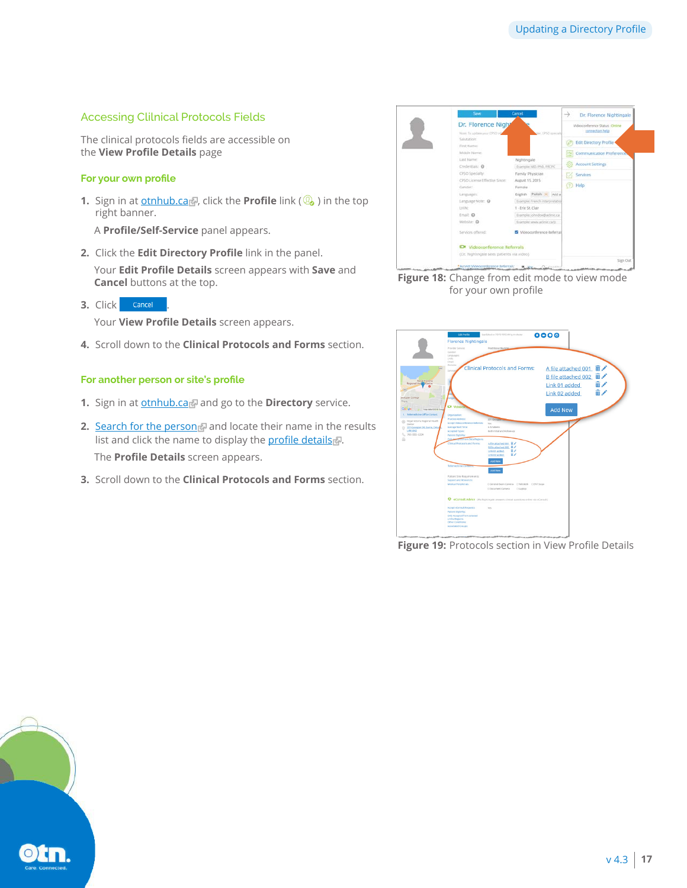## Accessing Clilnical Protocols Fields

The clinical protocols fields are accessible on the **View Profile Details** page

### For your own profile

1. Sign in at otnhub.ca, click the **Profile** link ( ) in the top right banner.

   A **Profile/Self-Service** panel appears.

2. Click the **Edit Directory Profile** link in the panel.

   Your **Edit Profile Details** screen appears with **Save** and **Cancel** buttons at the top.

3. Click Cancel.

   Your **View Profile Details** screen appears.

4. Scroll down to the **Clinical Protocols and Forms** section.

### For another person or site's profile

1. Sign in at otnhub.ca and go to the **Directory** service.

2. Search for the person and locate their name in the results list and click the name to display the profile details.

   The **Profile Details** screen appears.

3. Scroll down to the **Clinical Protocols and Forms** section.

**Figure 18:** Change from edit mode to view mode for your own profile

**Figure 19:** Protocols section in View Profile Details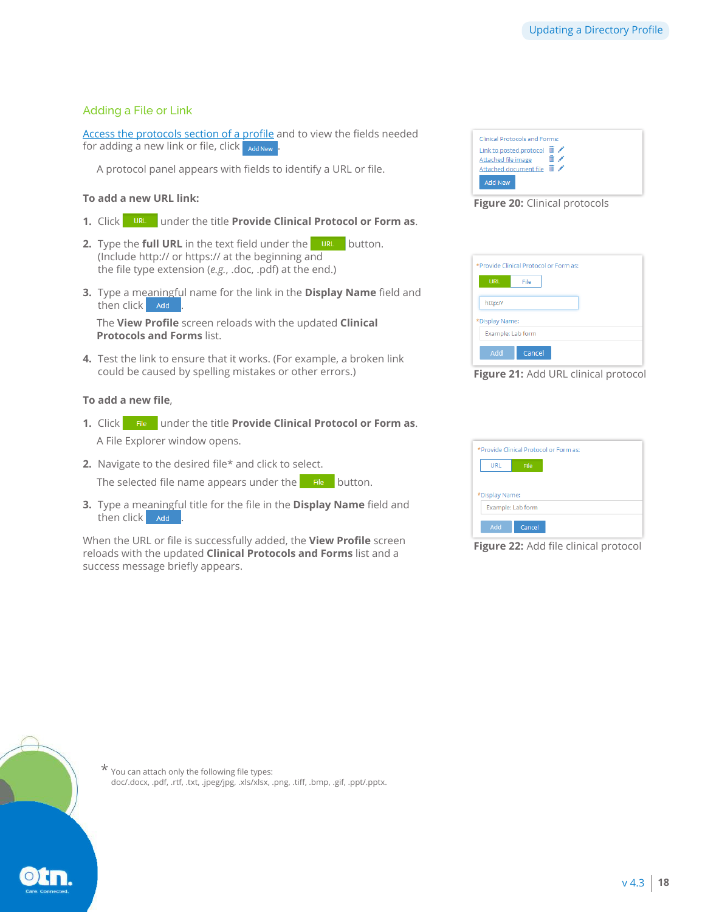## Adding a File or Link

Access the protocols section of a profile and to view the fields needed for adding a new link or file, click Add New.

A protocol panel appears with fields to identify a URL or file.

**To add a new URL link:**

1. Click URL under the title **Provide Clinical Protocol or Form as**.
2. Type the **full URL** in the text field under the URL button. (Include http:// or https:// at the beginning and the file type extension (*e.g.*, .doc, .pdf) at the end.)
3. Type a meaningful name for the link in the **Display Name** field and then click Add.

   The **View Profile** screen reloads with the updated **Clinical Protocols and Forms** list.
4. Test the link to ensure that it works. (For example, a broken link could be caused by spelling mistakes or other errors.)

**To add a new file**,

1. Click File under the title **Provide Clinical Protocol or Form as**.

   A File Explorer window opens.
2. Navigate to the desired file* and click to select.

   The selected file name appears under the File button.
3. Type a meaningful title for the file in the **Display Name** field and then click Add.

When the URL or file is successfully added, the **View Profile** screen reloads with the updated **Clinical Protocols and Forms** list and a success message briefly appears.

**Figure 20:** Clinical protocols

**Figure 21:** Add URL clinical protocol

**Figure 22:** Add file clinical protocol

\* You can attach only the following file types:
doc/.docx, .pdf, .rtf, .txt, .jpeg/jpg, .xls/xlsx, .png, .tiff, .bmp, .gif, .ppt/.pptx.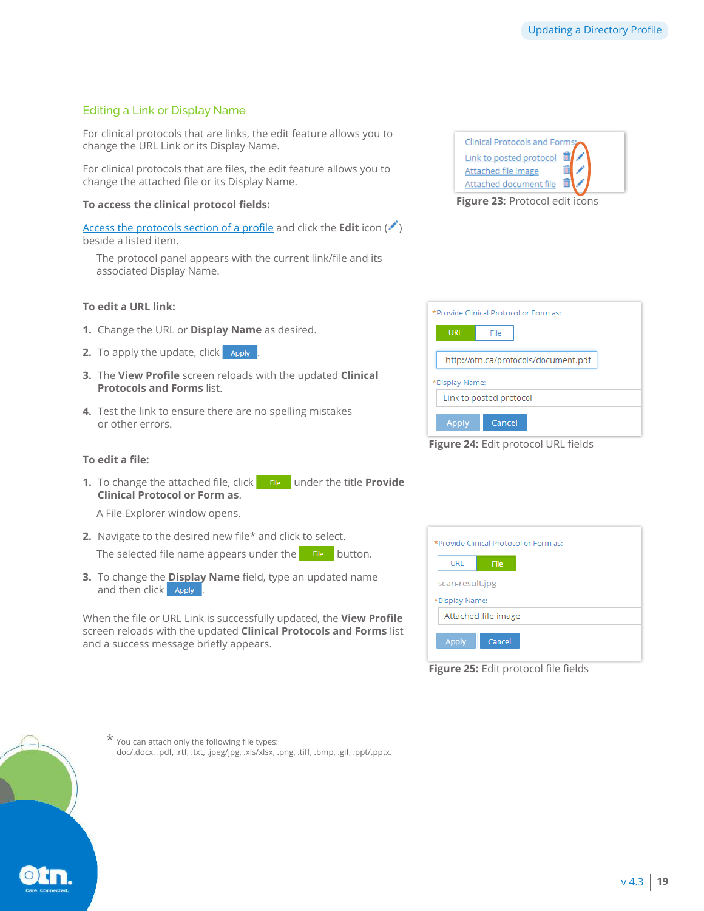## Editing a Link or Display Name

For clinical protocols that are links, the edit feature allows you to change the URL Link or its Display Name.

For clinical protocols that are files, the edit feature allows you to change the attached file or its Display Name.

**To access the clinical protocol fields:**

Access the protocols section of a profile and click the **Edit** icon ( ) beside a listed item.

The protocol panel appears with the current link/file and its associated Display Name.

**Figure 23:** Protocol edit icons

**To edit a URL link:**

1. Change the URL or **Display Name** as desired.
2. To apply the update, click Apply.
3. The **View Profile** screen reloads with the updated **Clinical Protocols and Forms** list.
4. Test the link to ensure there are no spelling mistakes or other errors.

**Figure 24:** Edit protocol URL fields

**To edit a file:**

1. To change the attached file, click File under the title **Provide Clinical Protocol or Form as**.

   A File Explorer window opens.

2. Navigate to the desired new file* and click to select.

   The selected file name appears under the File button.

3. To change the **Display Name** field, type an updated name and then click Apply.

When the file or URL Link is successfully updated, the **View Profile** screen reloads with the updated **Clinical Protocols and Forms** list and a success message briefly appears.

**Figure 25:** Edit protocol file fields

* You can attach only the following file types: doc/.docx, .pdf, .rtf, .txt, .jpeg/jpg, .xls/xlsx, .png, .tiff, .bmp, .gif, .ppt/.pptx.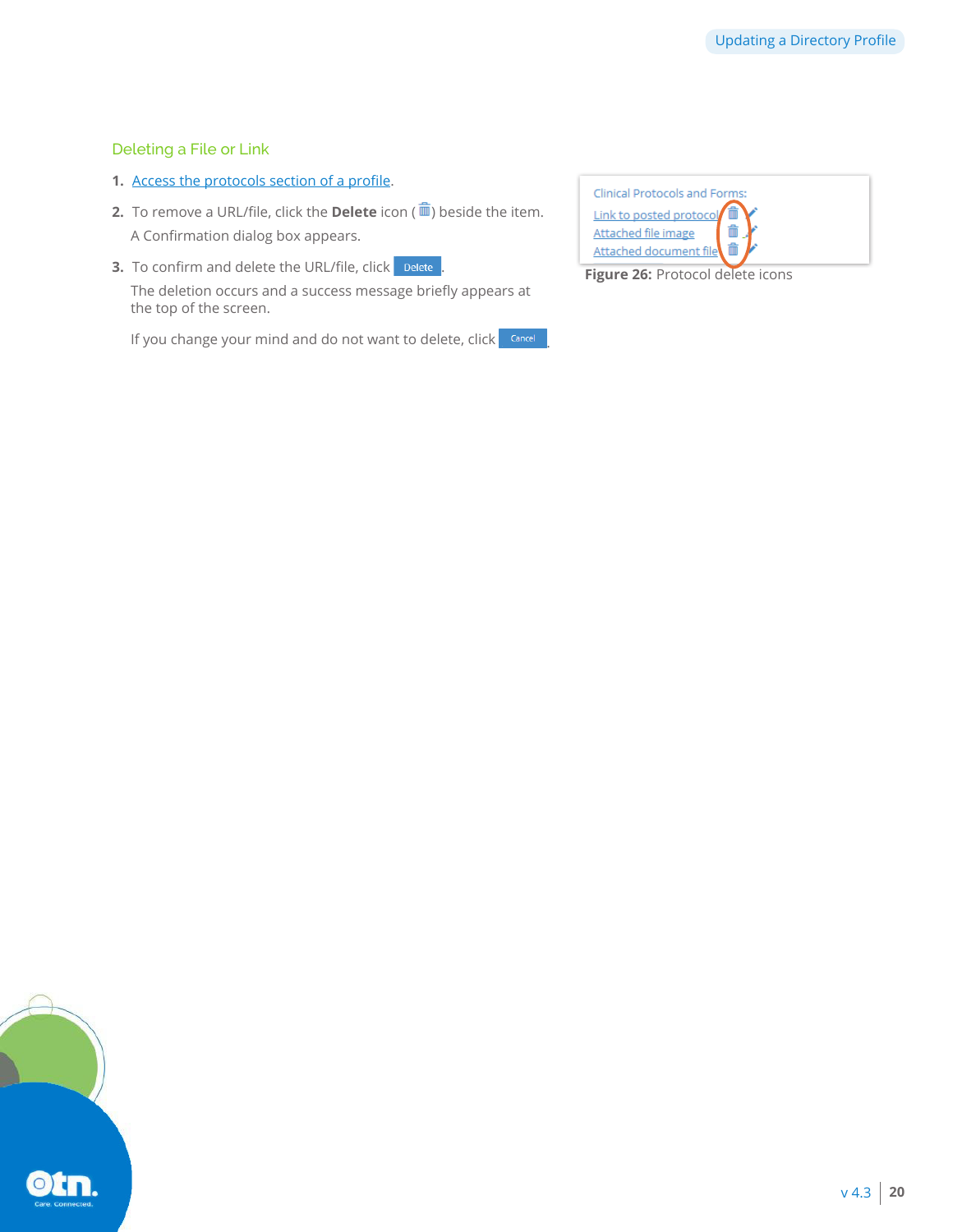## Deleting a File or Link

1. Access the protocols section of a profile.
2. To remove a URL/file, click the **Delete** icon ( ) beside the item.

   A Confirmation dialog box appears.
3. To confirm and delete the URL/file, click Delete.

   The deletion occurs and a success message briefly appears at the top of the screen.

   If you change your mind and do not want to delete, click Cancel.

Clinical Protocols and Forms:

Link to posted protocol

Attached file image

Attached document file

**Figure 26:** Protocol delete icons